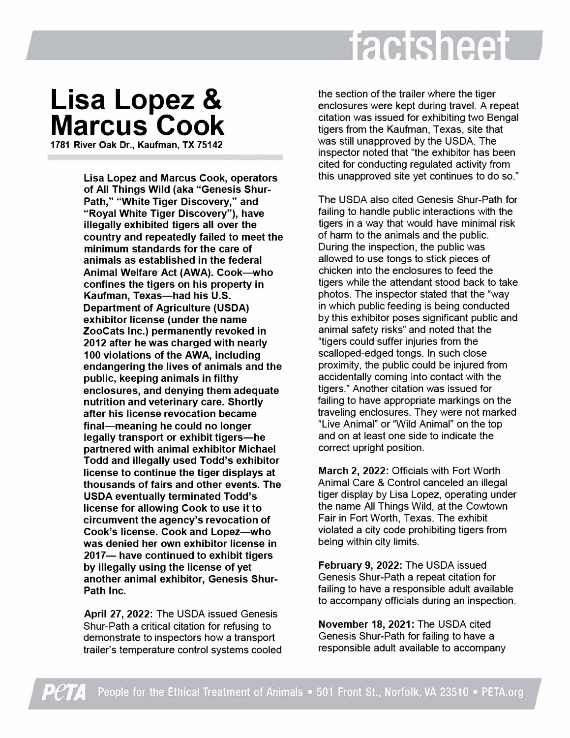# Lisa Lopez & Marcus Cook

**1781 River Oak Dr., Kaufman, TX 75142**

**Lisa Lopez and Marcus Cook, operators of All Things Wild (aka "Genesis Shur-Path," "White Tiger Discovery," and "Royal White Tiger Discovery"), have illegally exhibited tigers all over the country and repeatedly failed to meet the minimum standards for the care of animals as established in the federal Animal Welfare Act (AWA). Cook—who confines the tigers on his property in Kaufman, Texas—had his U.S. Department of Agriculture (USDA) exhibitor license (under the name ZooCats Inc.) permanently revoked in 2012 after he was charged with nearly 100 violations of the AWA, including endangering the lives of animals and the public, keeping animals in filthy enclosures, and denying them adequate nutrition and veterinary care. Shortly after his license revocation became final—meaning he could no longer legally transport or exhibit tigers—he partnered with animal exhibitor Michael Todd and illegally used Todd's exhibitor license to continue the tiger displays at thousands of fairs and other events. The USDA eventually terminated Todd's license for allowing Cook to use it to circumvent the agency's revocation of Cook's license. Cook and Lopez—who was denied her own exhibitor license in 2017— have continued to exhibit tigers by illegally using the license of yet another animal exhibitor, Genesis Shur-Path Inc.**

**April 27, 2022:** The USDA issued Genesis Shur-Path a critical citation for refusing to demonstrate to inspectors how a transport trailer's temperature control systems cooled the section of the trailer where the tiger enclosures were kept during travel. A repeat citation was issued for exhibiting two Bengal tigers from the Kaufman, Texas, site that was still unapproved by the USDA. The inspector noted that "the exhibitor has been cited for conducting regulated activity from this unapproved site yet continues to do so."

The USDA also cited Genesis Shur-Path for failing to handle public interactions with the tigers in a way that would have minimal risk of harm to the animals and the public. During the inspection, the public was allowed to use tongs to stick pieces of chicken into the enclosures to feed the tigers while the attendant stood back to take photos. The inspector stated that the "way in which public feeding is being conducted by this exhibitor poses significant public and animal safety risks" and noted that the "tigers could suffer injuries from the scalloped-edged tongs. In such close proximity, the public could be injured from accidentally coming into contact with the tigers." Another citation was issued for failing to have appropriate markings on the traveling enclosures. They were not marked "Live Animal" or "Wild Animal" on the top and on at least one side to indicate the correct upright position.

**March 2, 2022:** Officials with Fort Worth Animal Care & Control canceled an illegal tiger display by Lisa Lopez, operating under the name All Things Wild, at the Cowtown Fair in Fort Worth, Texas. The exhibit violated a city code prohibiting tigers from being within city limits.

**February 9, 2022:** The USDA issued Genesis Shur-Path a repeat citation for failing to have a responsible adult available to accompany officials during an inspection.

**November 18, 2021:** The USDA cited Genesis Shur-Path for failing to have a responsible adult available to accompany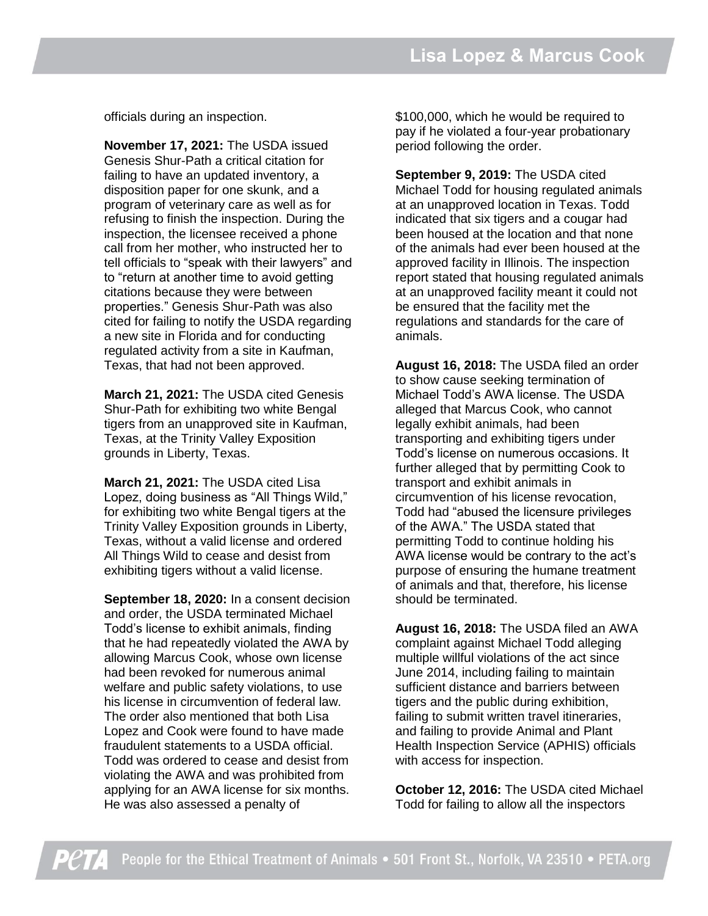officials during an inspection.

**November 17, 2021:** The USDA issued Genesis Shur-Path a critical citation for failing to have an updated inventory, a disposition paper for one skunk, and a program of veterinary care as well as for refusing to finish the inspection. During the inspection, the licensee received a phone call from her mother, who instructed her to tell officials to "speak with their lawyers" and to "return at another time to avoid getting citations because they were between properties." Genesis Shur-Path was also cited for failing to notify the USDA regarding a new site in Florida and for conducting regulated activity from a site in Kaufman, Texas, that had not been approved.

**March 21, 2021:** The USDA cited Genesis Shur-Path for exhibiting two white Bengal tigers from an unapproved site in Kaufman, Texas, at the Trinity Valley Exposition grounds in Liberty, Texas.

**March 21, 2021:** The USDA cited Lisa Lopez, doing business as "All Things Wild," for exhibiting two white Bengal tigers at the Trinity Valley Exposition grounds in Liberty, Texas, without a valid license and ordered All Things Wild to cease and desist from exhibiting tigers without a valid license.

**September 18, 2020:** In a consent decision and order, the USDA terminated Michael Todd's license to exhibit animals, finding that he had repeatedly violated the AWA by allowing Marcus Cook, whose own license had been revoked for numerous animal welfare and public safety violations, to use his license in circumvention of federal law. The order also mentioned that both Lisa Lopez and Cook were found to have made fraudulent statements to a USDA official. Todd was ordered to cease and desist from violating the AWA and was prohibited from applying for an AWA license for six months. He was also assessed a penalty of $100,000, which he would be required to pay if he violated a four-year probationary period following the order.

**September 9, 2019:** The USDA cited Michael Todd for housing regulated animals at an unapproved location in Texas. Todd indicated that six tigers and a cougar had been housed at the location and that none of the animals had ever been housed at the approved facility in Illinois. The inspection report stated that housing regulated animals at an unapproved facility meant it could not be ensured that the facility met the regulations and standards for the care of animals.

**August 16, 2018:** The USDA filed an order to show cause seeking termination of Michael Todd's AWA license. The USDA alleged that Marcus Cook, who cannot legally exhibit animals, had been transporting and exhibiting tigers under Todd's license on numerous occasions. It further alleged that by permitting Cook to transport and exhibit animals in circumvention of his license revocation, Todd had "abused the licensure privileges of the AWA." The USDA stated that permitting Todd to continue holding his AWA license would be contrary to the act's purpose of ensuring the humane treatment of animals and that, therefore, his license should be terminated.

**August 16, 2018:** The USDA filed an AWA complaint against Michael Todd alleging multiple willful violations of the act since June 2014, including failing to maintain sufficient distance and barriers between tigers and the public during exhibition, failing to submit written travel itineraries, and failing to provide Animal and Plant Health Inspection Service (APHIS) officials with access for inspection.

**October 12, 2016:** The USDA cited Michael Todd for failing to allow all the inspectors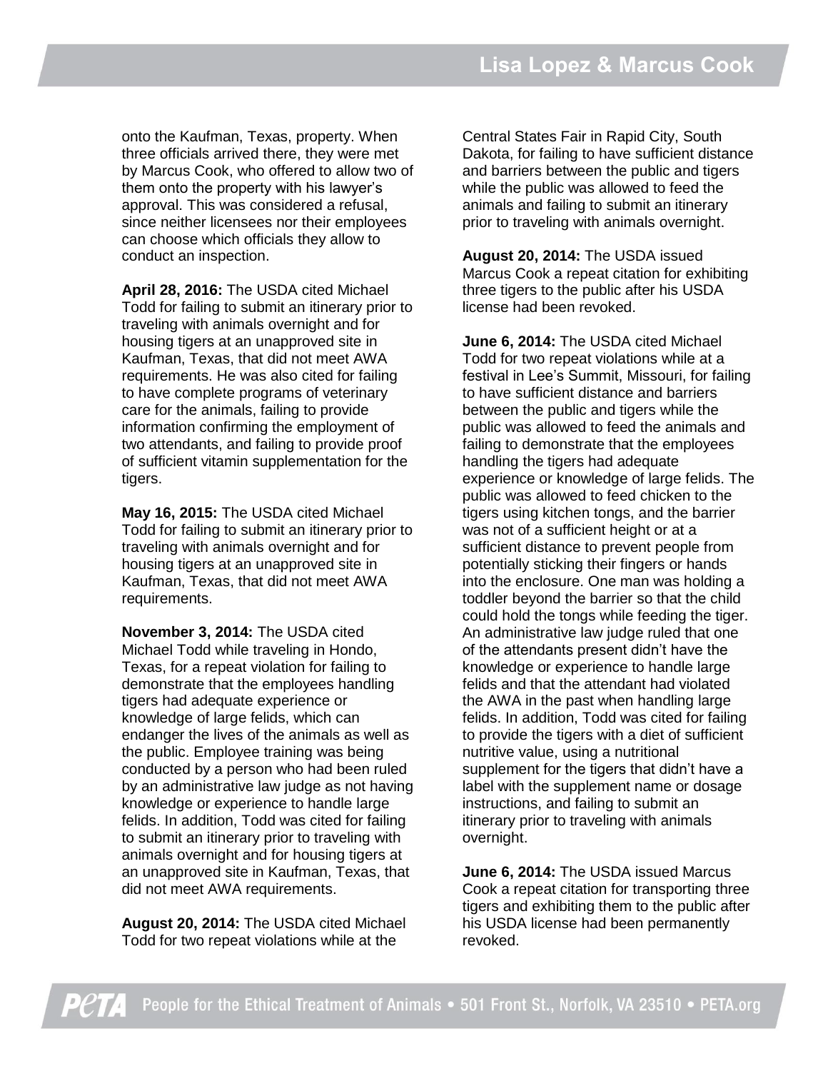onto the Kaufman, Texas, property. When three officials arrived there, they were met by Marcus Cook, who offered to allow two of them onto the property with his lawyer's approval. This was considered a refusal, since neither licensees nor their employees can choose which officials they allow to conduct an inspection.

**April 28, 2016:** The USDA cited Michael Todd for failing to submit an itinerary prior to traveling with animals overnight and for housing tigers at an unapproved site in Kaufman, Texas, that did not meet AWA requirements. He was also cited for failing to have complete programs of veterinary care for the animals, failing to provide information confirming the employment of two attendants, and failing to provide proof of sufficient vitamin supplementation for the tigers.

**May 16, 2015:** The USDA cited Michael Todd for failing to submit an itinerary prior to traveling with animals overnight and for housing tigers at an unapproved site in Kaufman, Texas, that did not meet AWA requirements.

**November 3, 2014:** The USDA cited Michael Todd while traveling in Hondo, Texas, for a repeat violation for failing to demonstrate that the employees handling tigers had adequate experience or knowledge of large felids, which can endanger the lives of the animals as well as the public. Employee training was being conducted by a person who had been ruled by an administrative law judge as not having knowledge or experience to handle large felids. In addition, Todd was cited for failing to submit an itinerary prior to traveling with animals overnight and for housing tigers at an unapproved site in Kaufman, Texas, that did not meet AWA requirements.

**August 20, 2014:** The USDA cited Michael Todd for two repeat violations while at the Central States Fair in Rapid City, South Dakota, for failing to have sufficient distance and barriers between the public and tigers while the public was allowed to feed the animals and failing to submit an itinerary prior to traveling with animals overnight.

**August 20, 2014:** The USDA issued Marcus Cook a repeat citation for exhibiting three tigers to the public after his USDA license had been revoked.

**June 6, 2014:** The USDA cited Michael Todd for two repeat violations while at a festival in Lee's Summit, Missouri, for failing to have sufficient distance and barriers between the public and tigers while the public was allowed to feed the animals and failing to demonstrate that the employees handling the tigers had adequate experience or knowledge of large felids. The public was allowed to feed chicken to the tigers using kitchen tongs, and the barrier was not of a sufficient height or at a sufficient distance to prevent people from potentially sticking their fingers or hands into the enclosure. One man was holding a toddler beyond the barrier so that the child could hold the tongs while feeding the tiger. An administrative law judge ruled that one of the attendants present didn't have the knowledge or experience to handle large felids and that the attendant had violated the AWA in the past when handling large felids. In addition, Todd was cited for failing to provide the tigers with a diet of sufficient nutritive value, using a nutritional supplement for the tigers that didn't have a label with the supplement name or dosage instructions, and failing to submit an itinerary prior to traveling with animals overnight.

**June 6, 2014:** The USDA issued Marcus Cook a repeat citation for transporting three tigers and exhibiting them to the public after his USDA license had been permanently revoked.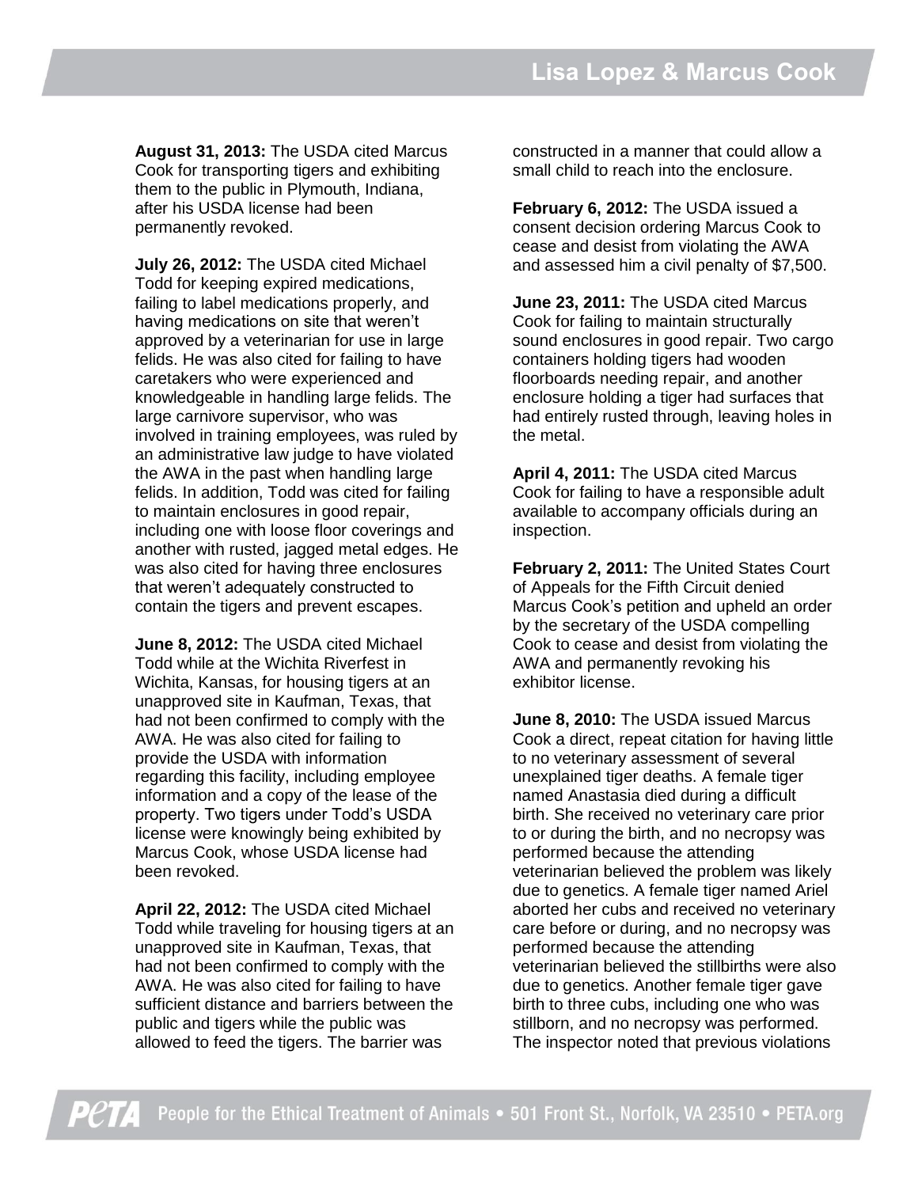**August 31, 2013:** The USDA cited Marcus Cook for transporting tigers and exhibiting them to the public in Plymouth, Indiana, after his USDA license had been permanently revoked.

**July 26, 2012:** The USDA cited Michael Todd for keeping expired medications, failing to label medications properly, and having medications on site that weren't approved by a veterinarian for use in large felids. He was also cited for failing to have caretakers who were experienced and knowledgeable in handling large felids. The large carnivore supervisor, who was involved in training employees, was ruled by an administrative law judge to have violated the AWA in the past when handling large felids. In addition, Todd was cited for failing to maintain enclosures in good repair, including one with loose floor coverings and another with rusted, jagged metal edges. He was also cited for having three enclosures that weren't adequately constructed to contain the tigers and prevent escapes.

**June 8, 2012:** The USDA cited Michael Todd while at the Wichita Riverfest in Wichita, Kansas, for housing tigers at an unapproved site in Kaufman, Texas, that had not been confirmed to comply with the AWA. He was also cited for failing to provide the USDA with information regarding this facility, including employee information and a copy of the lease of the property. Two tigers under Todd's USDA license were knowingly being exhibited by Marcus Cook, whose USDA license had been revoked.

**April 22, 2012:** The USDA cited Michael Todd while traveling for housing tigers at an unapproved site in Kaufman, Texas, that had not been confirmed to comply with the AWA. He was also cited for failing to have sufficient distance and barriers between the public and tigers while the public was allowed to feed the tigers. The barrier was constructed in a manner that could allow a small child to reach into the enclosure.

**February 6, 2012:** The USDA issued a consent decision ordering Marcus Cook to cease and desist from violating the AWA and assessed him a civil penalty of $7,500.

**June 23, 2011:** The USDA cited Marcus Cook for failing to maintain structurally sound enclosures in good repair. Two cargo containers holding tigers had wooden floorboards needing repair, and another enclosure holding a tiger had surfaces that had entirely rusted through, leaving holes in the metal.

**April 4, 2011:** The USDA cited Marcus Cook for failing to have a responsible adult available to accompany officials during an inspection.

**February 2, 2011:** The United States Court of Appeals for the Fifth Circuit denied Marcus Cook's petition and upheld an order by the secretary of the USDA compelling Cook to cease and desist from violating the AWA and permanently revoking his exhibitor license.

**June 8, 2010:** The USDA issued Marcus Cook a direct, repeat citation for having little to no veterinary assessment of several unexplained tiger deaths. A female tiger named Anastasia died during a difficult birth. She received no veterinary care prior to or during the birth, and no necropsy was performed because the attending veterinarian believed the problem was likely due to genetics. A female tiger named Ariel aborted her cubs and received no veterinary care before or during, and no necropsy was performed because the attending veterinarian believed the stillbirths were also due to genetics. Another female tiger gave birth to three cubs, including one who was stillborn, and no necropsy was performed. The inspector noted that previous violations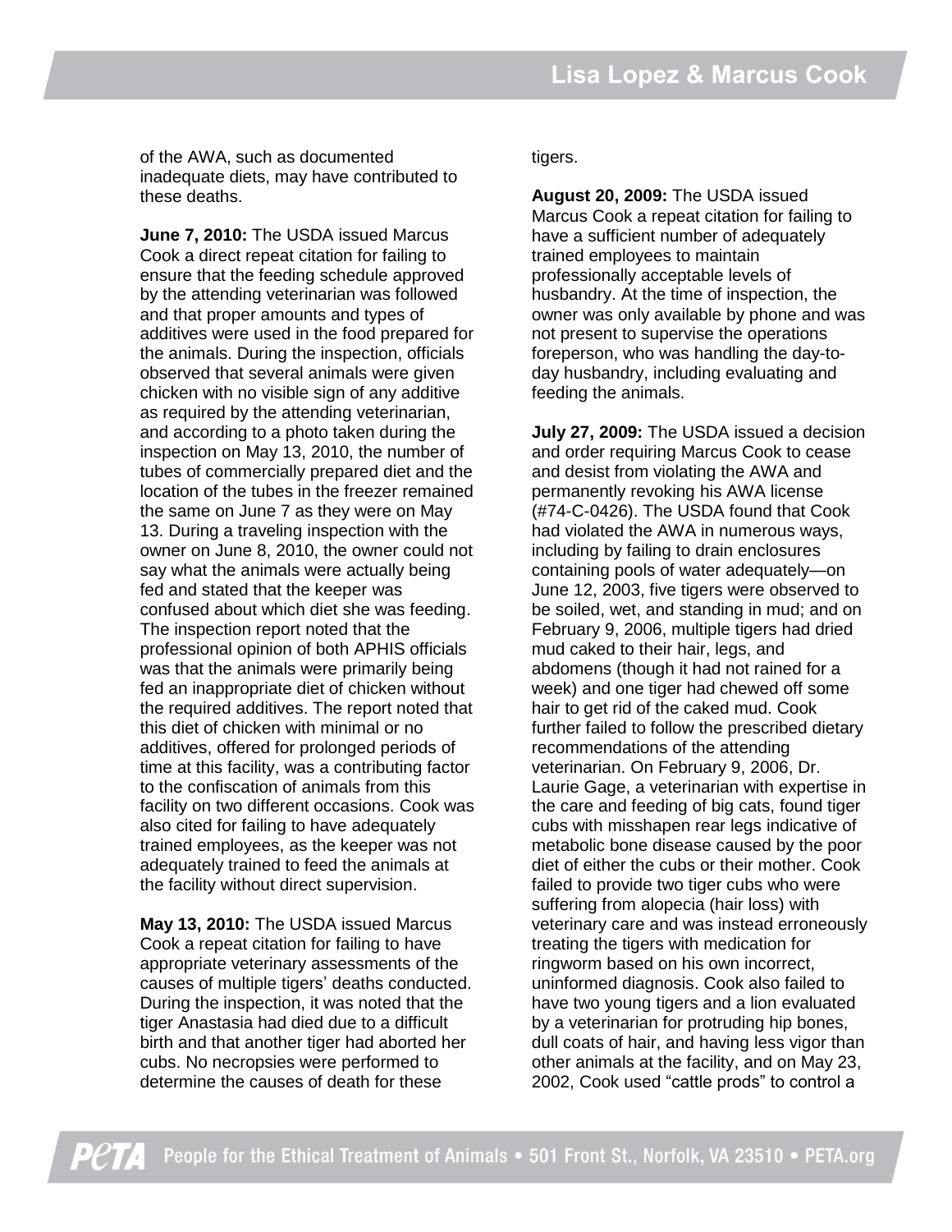of the AWA, such as documented inadequate diets, may have contributed to these deaths.

**June 7, 2010:** The USDA issued Marcus Cook a direct repeat citation for failing to ensure that the feeding schedule approved by the attending veterinarian was followed and that proper amounts and types of additives were used in the food prepared for the animals. During the inspection, officials observed that several animals were given chicken with no visible sign of any additive as required by the attending veterinarian, and according to a photo taken during the inspection on May 13, 2010, the number of tubes of commercially prepared diet and the location of the tubes in the freezer remained the same on June 7 as they were on May 13. During a traveling inspection with the owner on June 8, 2010, the owner could not say what the animals were actually being fed and stated that the keeper was confused about which diet she was feeding. The inspection report noted that the professional opinion of both APHIS officials was that the animals were primarily being fed an inappropriate diet of chicken without the required additives. The report noted that this diet of chicken with minimal or no additives, offered for prolonged periods of time at this facility, was a contributing factor to the confiscation of animals from this facility on two different occasions. Cook was also cited for failing to have adequately trained employees, as the keeper was not adequately trained to feed the animals at the facility without direct supervision.

**May 13, 2010:** The USDA issued Marcus Cook a repeat citation for failing to have appropriate veterinary assessments of the causes of multiple tigers' deaths conducted. During the inspection, it was noted that the tiger Anastasia had died due to a difficult birth and that another tiger had aborted her cubs. No necropsies were performed to determine the causes of death for these tigers.

**August 20, 2009:** The USDA issued Marcus Cook a repeat citation for failing to have a sufficient number of adequately trained employees to maintain professionally acceptable levels of husbandry. At the time of inspection, the owner was only available by phone and was not present to supervise the operations foreperson, who was handling the day-to-day husbandry, including evaluating and feeding the animals.

**July 27, 2009:** The USDA issued a decision and order requiring Marcus Cook to cease and desist from violating the AWA and permanently revoking his AWA license (#74-C-0426). The USDA found that Cook had violated the AWA in numerous ways, including by failing to drain enclosures containing pools of water adequately—on June 12, 2003, five tigers were observed to be soiled, wet, and standing in mud; and on February 9, 2006, multiple tigers had dried mud caked to their hair, legs, and abdomens (though it had not rained for a week) and one tiger had chewed off some hair to get rid of the caked mud. Cook further failed to follow the prescribed dietary recommendations of the attending veterinarian. On February 9, 2006, Dr. Laurie Gage, a veterinarian with expertise in the care and feeding of big cats, found tiger cubs with misshapen rear legs indicative of metabolic bone disease caused by the poor diet of either the cubs or their mother. Cook failed to provide two tiger cubs who were suffering from alopecia (hair loss) with veterinary care and was instead erroneously treating the tigers with medication for ringworm based on his own incorrect, uninformed diagnosis. Cook also failed to have two young tigers and a lion evaluated by a veterinarian for protruding hip bones, dull coats of hair, and having less vigor than other animals at the facility, and on May 23, 2002, Cook used "cattle prods" to control a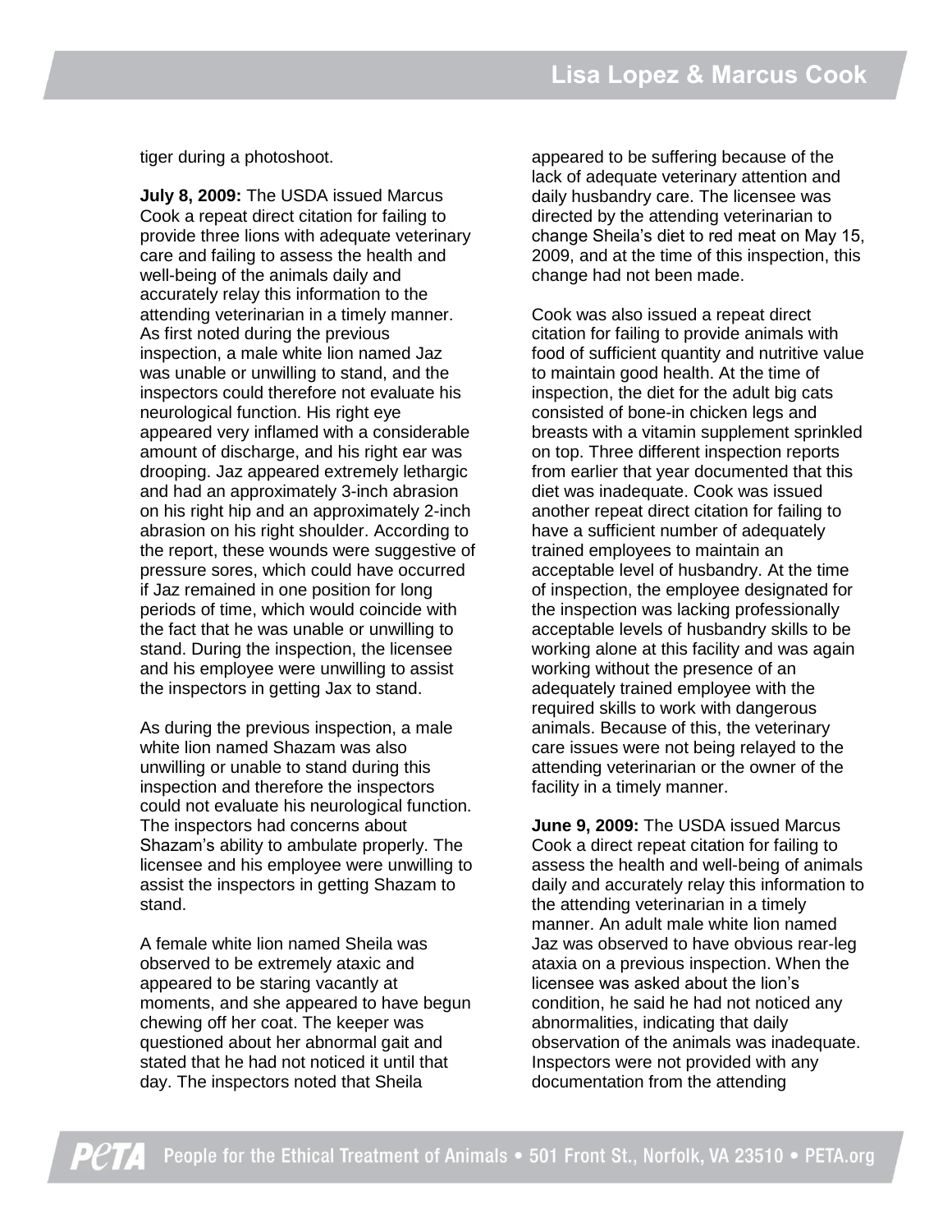tiger during a photoshoot.

**July 8, 2009:** The USDA issued Marcus Cook a repeat direct citation for failing to provide three lions with adequate veterinary care and failing to assess the health and well-being of the animals daily and accurately relay this information to the attending veterinarian in a timely manner. As first noted during the previous inspection, a male white lion named Jaz was unable or unwilling to stand, and the inspectors could therefore not evaluate his neurological function. His right eye appeared very inflamed with a considerable amount of discharge, and his right ear was drooping. Jaz appeared extremely lethargic and had an approximately 3-inch abrasion on his right hip and an approximately 2-inch abrasion on his right shoulder. According to the report, these wounds were suggestive of pressure sores, which could have occurred if Jaz remained in one position for long periods of time, which would coincide with the fact that he was unable or unwilling to stand. During the inspection, the licensee and his employee were unwilling to assist the inspectors in getting Jax to stand.

As during the previous inspection, a male white lion named Shazam was also unwilling or unable to stand during this inspection and therefore the inspectors could not evaluate his neurological function. The inspectors had concerns about Shazam's ability to ambulate properly. The licensee and his employee were unwilling to assist the inspectors in getting Shazam to stand.

A female white lion named Sheila was observed to be extremely ataxic and appeared to be staring vacantly at moments, and she appeared to have begun chewing off her coat. The keeper was questioned about her abnormal gait and stated that he had not noticed it until that day. The inspectors noted that Sheila appeared to be suffering because of the lack of adequate veterinary attention and daily husbandry care. The licensee was directed by the attending veterinarian to change Sheila's diet to red meat on May 15, 2009, and at the time of this inspection, this change had not been made.

Cook was also issued a repeat direct citation for failing to provide animals with food of sufficient quantity and nutritive value to maintain good health. At the time of inspection, the diet for the adult big cats consisted of bone-in chicken legs and breasts with a vitamin supplement sprinkled on top. Three different inspection reports from earlier that year documented that this diet was inadequate. Cook was issued another repeat direct citation for failing to have a sufficient number of adequately trained employees to maintain an acceptable level of husbandry. At the time of inspection, the employee designated for the inspection was lacking professionally acceptable levels of husbandry skills to be working alone at this facility and was again working without the presence of an adequately trained employee with the required skills to work with dangerous animals. Because of this, the veterinary care issues were not being relayed to the attending veterinarian or the owner of the facility in a timely manner.

**June 9, 2009:** The USDA issued Marcus Cook a direct repeat citation for failing to assess the health and well-being of animals daily and accurately relay this information to the attending veterinarian in a timely manner. An adult male white lion named Jaz was observed to have obvious rear-leg ataxia on a previous inspection. When the licensee was asked about the lion's condition, he said he had not noticed any abnormalities, indicating that daily observation of the animals was inadequate. Inspectors were not provided with any documentation from the attending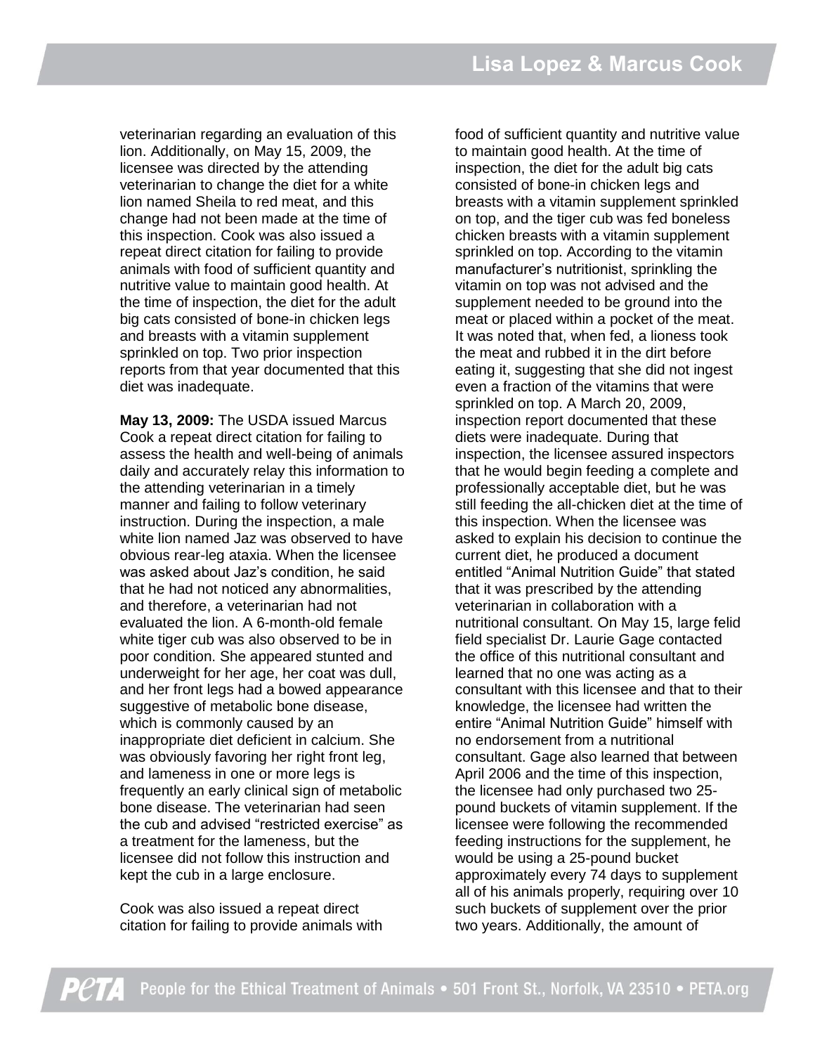veterinarian regarding an evaluation of this lion. Additionally, on May 15, 2009, the licensee was directed by the attending veterinarian to change the diet for a white lion named Sheila to red meat, and this change had not been made at the time of this inspection. Cook was also issued a repeat direct citation for failing to provide animals with food of sufficient quantity and nutritive value to maintain good health. At the time of inspection, the diet for the adult big cats consisted of bone-in chicken legs and breasts with a vitamin supplement sprinkled on top. Two prior inspection reports from that year documented that this diet was inadequate.

**May 13, 2009:** The USDA issued Marcus Cook a repeat direct citation for failing to assess the health and well-being of animals daily and accurately relay this information to the attending veterinarian in a timely manner and failing to follow veterinary instruction. During the inspection, a male white lion named Jaz was observed to have obvious rear-leg ataxia. When the licensee was asked about Jaz's condition, he said that he had not noticed any abnormalities, and therefore, a veterinarian had not evaluated the lion. A 6-month-old female white tiger cub was also observed to be in poor condition. She appeared stunted and underweight for her age, her coat was dull, and her front legs had a bowed appearance suggestive of metabolic bone disease, which is commonly caused by an inappropriate diet deficient in calcium. She was obviously favoring her right front leg, and lameness in one or more legs is frequently an early clinical sign of metabolic bone disease. The veterinarian had seen the cub and advised "restricted exercise" as a treatment for the lameness, but the licensee did not follow this instruction and kept the cub in a large enclosure.

Cook was also issued a repeat direct citation for failing to provide animals with food of sufficient quantity and nutritive value to maintain good health. At the time of inspection, the diet for the adult big cats consisted of bone-in chicken legs and breasts with a vitamin supplement sprinkled on top, and the tiger cub was fed boneless chicken breasts with a vitamin supplement sprinkled on top. According to the vitamin manufacturer's nutritionist, sprinkling the vitamin on top was not advised and the supplement needed to be ground into the meat or placed within a pocket of the meat. It was noted that, when fed, a lioness took the meat and rubbed it in the dirt before eating it, suggesting that she did not ingest even a fraction of the vitamins that were sprinkled on top. A March 20, 2009, inspection report documented that these diets were inadequate. During that inspection, the licensee assured inspectors that he would begin feeding a complete and professionally acceptable diet, but he was still feeding the all-chicken diet at the time of this inspection. When the licensee was asked to explain his decision to continue the current diet, he produced a document entitled "Animal Nutrition Guide" that stated that it was prescribed by the attending veterinarian in collaboration with a nutritional consultant. On May 15, large felid field specialist Dr. Laurie Gage contacted the office of this nutritional consultant and learned that no one was acting as a consultant with this licensee and that to their knowledge, the licensee had written the entire "Animal Nutrition Guide" himself with no endorsement from a nutritional consultant. Gage also learned that between April 2006 and the time of this inspection, the licensee had only purchased two 25-pound buckets of vitamin supplement. If the licensee were following the recommended feeding instructions for the supplement, he would be using a 25-pound bucket approximately every 74 days to supplement all of his animals properly, requiring over 10 such buckets of supplement over the prior two years. Additionally, the amount of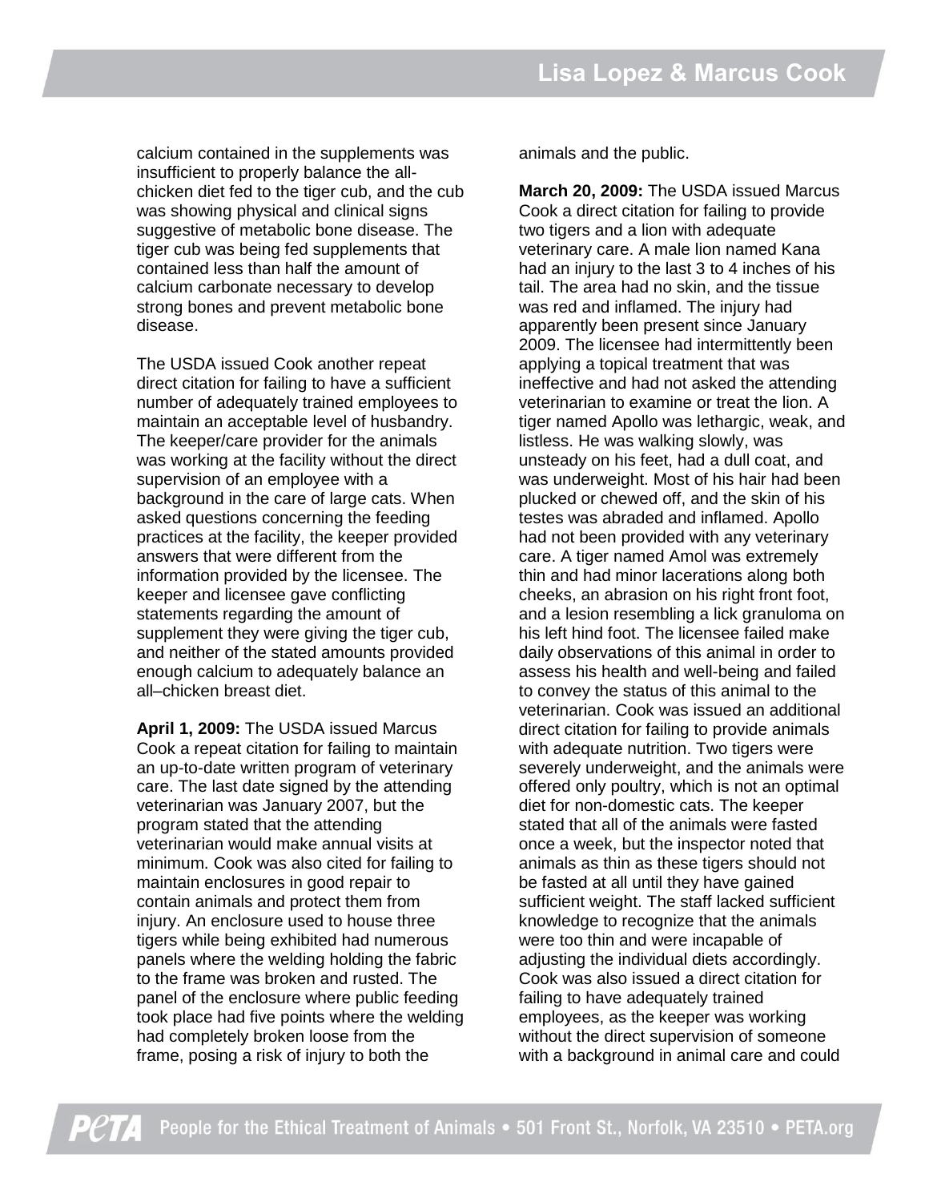calcium contained in the supplements was insufficient to properly balance the all-chicken diet fed to the tiger cub, and the cub was showing physical and clinical signs suggestive of metabolic bone disease. The tiger cub was being fed supplements that contained less than half the amount of calcium carbonate necessary to develop strong bones and prevent metabolic bone disease.

The USDA issued Cook another repeat direct citation for failing to have a sufficient number of adequately trained employees to maintain an acceptable level of husbandry. The keeper/care provider for the animals was working at the facility without the direct supervision of an employee with a background in the care of large cats. When asked questions concerning the feeding practices at the facility, the keeper provided answers that were different from the information provided by the licensee. The keeper and licensee gave conflicting statements regarding the amount of supplement they were giving the tiger cub, and neither of the stated amounts provided enough calcium to adequately balance an all–chicken breast diet.

**April 1, 2009:** The USDA issued Marcus Cook a repeat citation for failing to maintain an up-to-date written program of veterinary care. The last date signed by the attending veterinarian was January 2007, but the program stated that the attending veterinarian would make annual visits at minimum. Cook was also cited for failing to maintain enclosures in good repair to contain animals and protect them from injury. An enclosure used to house three tigers while being exhibited had numerous panels where the welding holding the fabric to the frame was broken and rusted. The panel of the enclosure where public feeding took place had five points where the welding had completely broken loose from the frame, posing a risk of injury to both the animals and the public.

**March 20, 2009:** The USDA issued Marcus Cook a direct citation for failing to provide two tigers and a lion with adequate veterinary care. A male lion named Kana had an injury to the last 3 to 4 inches of his tail. The area had no skin, and the tissue was red and inflamed. The injury had apparently been present since January 2009. The licensee had intermittently been applying a topical treatment that was ineffective and had not asked the attending veterinarian to examine or treat the lion. A tiger named Apollo was lethargic, weak, and listless. He was walking slowly, was unsteady on his feet, had a dull coat, and was underweight. Most of his hair had been plucked or chewed off, and the skin of his testes was abraded and inflamed. Apollo had not been provided with any veterinary care. A tiger named Amol was extremely thin and had minor lacerations along both cheeks, an abrasion on his right front foot, and a lesion resembling a lick granuloma on his left hind foot. The licensee failed make daily observations of this animal in order to assess his health and well-being and failed to convey the status of this animal to the veterinarian. Cook was issued an additional direct citation for failing to provide animals with adequate nutrition. Two tigers were severely underweight, and the animals were offered only poultry, which is not an optimal diet for non-domestic cats. The keeper stated that all of the animals were fasted once a week, but the inspector noted that animals as thin as these tigers should not be fasted at all until they have gained sufficient weight. The staff lacked sufficient knowledge to recognize that the animals were too thin and were incapable of adjusting the individual diets accordingly. Cook was also issued a direct citation for failing to have adequately trained employees, as the keeper was working without the direct supervision of someone with a background in animal care and could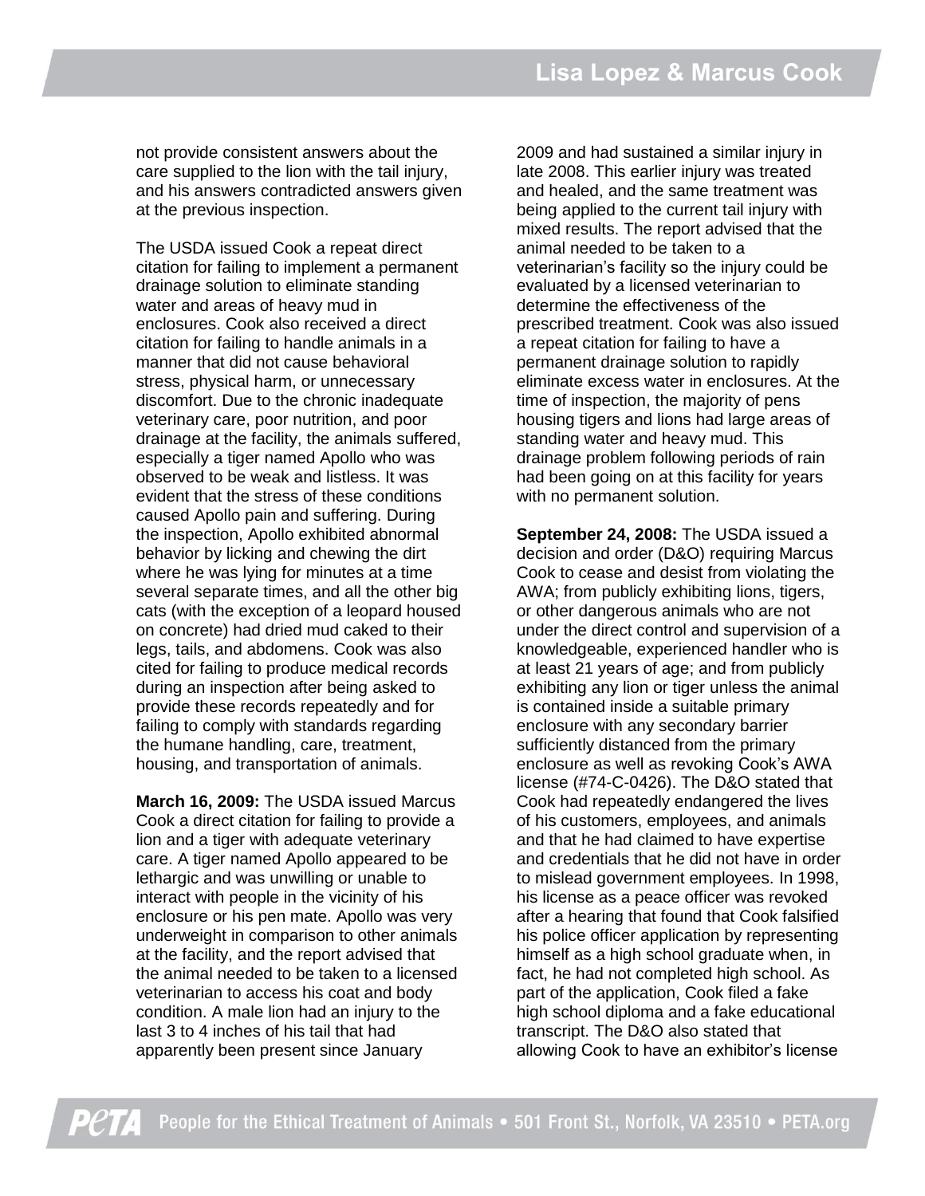not provide consistent answers about the care supplied to the lion with the tail injury, and his answers contradicted answers given at the previous inspection.

The USDA issued Cook a repeat direct citation for failing to implement a permanent drainage solution to eliminate standing water and areas of heavy mud in enclosures. Cook also received a direct citation for failing to handle animals in a manner that did not cause behavioral stress, physical harm, or unnecessary discomfort. Due to the chronic inadequate veterinary care, poor nutrition, and poor drainage at the facility, the animals suffered, especially a tiger named Apollo who was observed to be weak and listless. It was evident that the stress of these conditions caused Apollo pain and suffering. During the inspection, Apollo exhibited abnormal behavior by licking and chewing the dirt where he was lying for minutes at a time several separate times, and all the other big cats (with the exception of a leopard housed on concrete) had dried mud caked to their legs, tails, and abdomens. Cook was also cited for failing to produce medical records during an inspection after being asked to provide these records repeatedly and for failing to comply with standards regarding the humane handling, care, treatment, housing, and transportation of animals.

**March 16, 2009:** The USDA issued Marcus Cook a direct citation for failing to provide a lion and a tiger with adequate veterinary care. A tiger named Apollo appeared to be lethargic and was unwilling or unable to interact with people in the vicinity of his enclosure or his pen mate. Apollo was very underweight in comparison to other animals at the facility, and the report advised that the animal needed to be taken to a licensed veterinarian to access his coat and body condition. A male lion had an injury to the last 3 to 4 inches of his tail that had apparently been present since January 2009 and had sustained a similar injury in late 2008. This earlier injury was treated and healed, and the same treatment was being applied to the current tail injury with mixed results. The report advised that the animal needed to be taken to a veterinarian's facility so the injury could be evaluated by a licensed veterinarian to determine the effectiveness of the prescribed treatment. Cook was also issued a repeat citation for failing to have a permanent drainage solution to rapidly eliminate excess water in enclosures. At the time of inspection, the majority of pens housing tigers and lions had large areas of standing water and heavy mud. This drainage problem following periods of rain had been going on at this facility for years with no permanent solution.

**September 24, 2008:** The USDA issued a decision and order (D&O) requiring Marcus Cook to cease and desist from violating the AWA; from publicly exhibiting lions, tigers, or other dangerous animals who are not under the direct control and supervision of a knowledgeable, experienced handler who is at least 21 years of age; and from publicly exhibiting any lion or tiger unless the animal is contained inside a suitable primary enclosure with any secondary barrier sufficiently distanced from the primary enclosure as well as revoking Cook's AWA license (#74-C-0426). The D&O stated that Cook had repeatedly endangered the lives of his customers, employees, and animals and that he had claimed to have expertise and credentials that he did not have in order to mislead government employees. In 1998, his license as a peace officer was revoked after a hearing that found that Cook falsified his police officer application by representing himself as a high school graduate when, in fact, he had not completed high school. As part of the application, Cook filed a fake high school diploma and a fake educational transcript. The D&O also stated that allowing Cook to have an exhibitor's license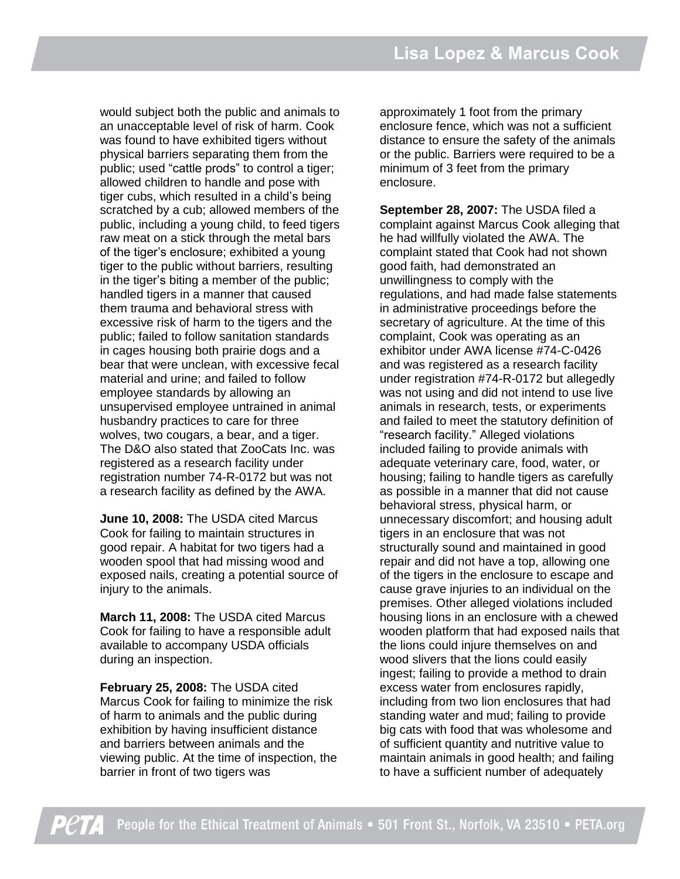would subject both the public and animals to an unacceptable level of risk of harm. Cook was found to have exhibited tigers without physical barriers separating them from the public; used "cattle prods" to control a tiger; allowed children to handle and pose with tiger cubs, which resulted in a child's being scratched by a cub; allowed members of the public, including a young child, to feed tigers raw meat on a stick through the metal bars of the tiger's enclosure; exhibited a young tiger to the public without barriers, resulting in the tiger's biting a member of the public; handled tigers in a manner that caused them trauma and behavioral stress with excessive risk of harm to the tigers and the public; failed to follow sanitation standards in cages housing both prairie dogs and a bear that were unclean, with excessive fecal material and urine; and failed to follow employee standards by allowing an unsupervised employee untrained in animal husbandry practices to care for three wolves, two cougars, a bear, and a tiger. The D&O also stated that ZooCats Inc. was registered as a research facility under registration number 74-R-0172 but was not a research facility as defined by the AWA.

**June 10, 2008:** The USDA cited Marcus Cook for failing to maintain structures in good repair. A habitat for two tigers had a wooden spool that had missing wood and exposed nails, creating a potential source of injury to the animals.

**March 11, 2008:** The USDA cited Marcus Cook for failing to have a responsible adult available to accompany USDA officials during an inspection.

**February 25, 2008:** The USDA cited Marcus Cook for failing to minimize the risk of harm to animals and the public during exhibition by having insufficient distance and barriers between animals and the viewing public. At the time of inspection, the barrier in front of two tigers was approximately 1 foot from the primary enclosure fence, which was not a sufficient distance to ensure the safety of the animals or the public. Barriers were required to be a minimum of 3 feet from the primary enclosure.

**September 28, 2007:** The USDA filed a complaint against Marcus Cook alleging that he had willfully violated the AWA. The complaint stated that Cook had not shown good faith, had demonstrated an unwillingness to comply with the regulations, and had made false statements in administrative proceedings before the secretary of agriculture. At the time of this complaint, Cook was operating as an exhibitor under AWA license #74-C-0426 and was registered as a research facility under registration #74-R-0172 but allegedly was not using and did not intend to use live animals in research, tests, or experiments and failed to meet the statutory definition of "research facility." Alleged violations included failing to provide animals with adequate veterinary care, food, water, or housing; failing to handle tigers as carefully as possible in a manner that did not cause behavioral stress, physical harm, or unnecessary discomfort; and housing adult tigers in an enclosure that was not structurally sound and maintained in good repair and did not have a top, allowing one of the tigers in the enclosure to escape and cause grave injuries to an individual on the premises. Other alleged violations included housing lions in an enclosure with a chewed wooden platform that had exposed nails that the lions could injure themselves on and wood slivers that the lions could easily ingest; failing to provide a method to drain excess water from enclosures rapidly, including from two lion enclosures that had standing water and mud; failing to provide big cats with food that was wholesome and of sufficient quantity and nutritive value to maintain animals in good health; and failing to have a sufficient number of adequately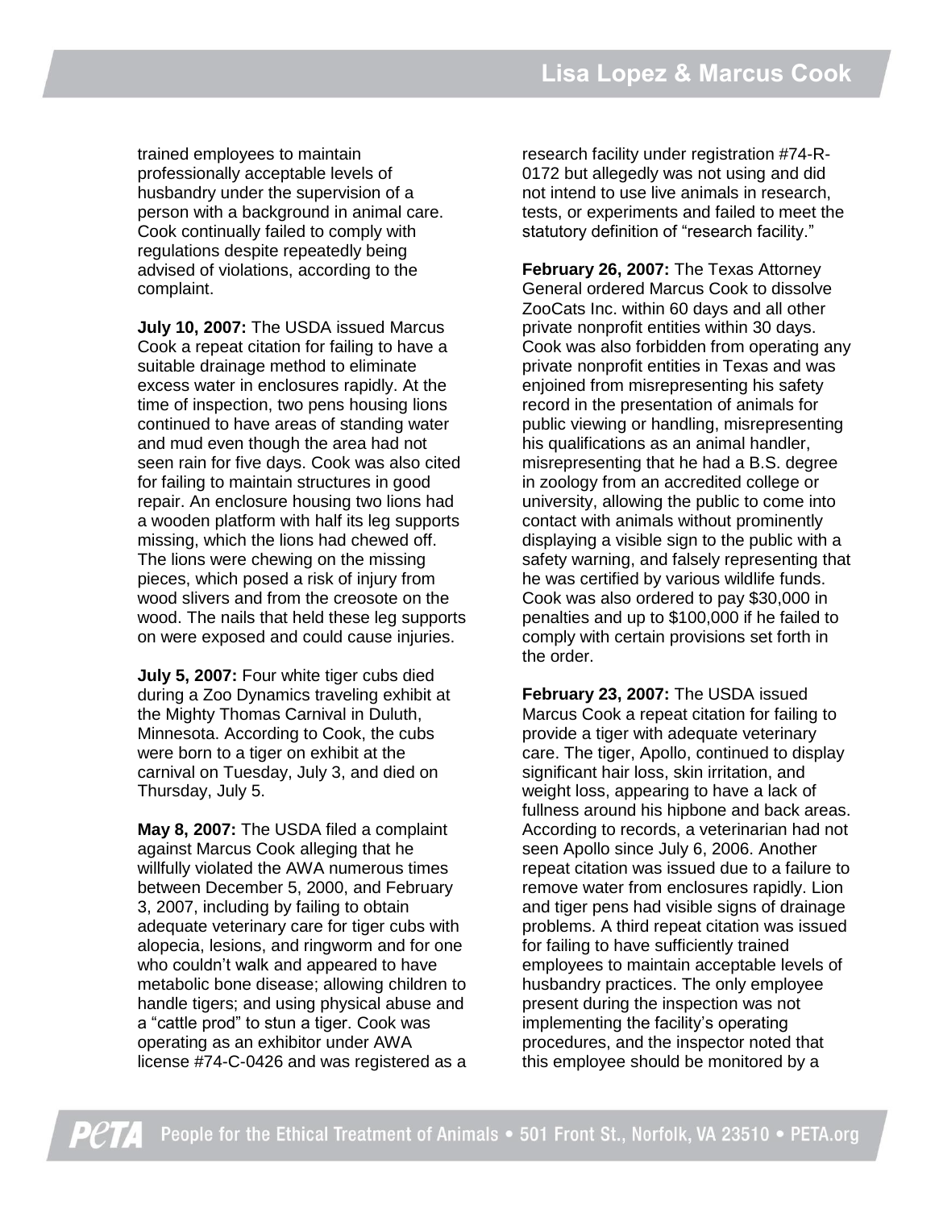trained employees to maintain professionally acceptable levels of husbandry under the supervision of a person with a background in animal care. Cook continually failed to comply with regulations despite repeatedly being advised of violations, according to the complaint.

**July 10, 2007:** The USDA issued Marcus Cook a repeat citation for failing to have a suitable drainage method to eliminate excess water in enclosures rapidly. At the time of inspection, two pens housing lions continued to have areas of standing water and mud even though the area had not seen rain for five days. Cook was also cited for failing to maintain structures in good repair. An enclosure housing two lions had a wooden platform with half its leg supports missing, which the lions had chewed off. The lions were chewing on the missing pieces, which posed a risk of injury from wood slivers and from the creosote on the wood. The nails that held these leg supports on were exposed and could cause injuries.

**July 5, 2007:** Four white tiger cubs died during a Zoo Dynamics traveling exhibit at the Mighty Thomas Carnival in Duluth, Minnesota. According to Cook, the cubs were born to a tiger on exhibit at the carnival on Tuesday, July 3, and died on Thursday, July 5.

**May 8, 2007:** The USDA filed a complaint against Marcus Cook alleging that he willfully violated the AWA numerous times between December 5, 2000, and February 3, 2007, including by failing to obtain adequate veterinary care for tiger cubs with alopecia, lesions, and ringworm and for one who couldn't walk and appeared to have metabolic bone disease; allowing children to handle tigers; and using physical abuse and a "cattle prod" to stun a tiger. Cook was operating as an exhibitor under AWA license #74-C-0426 and was registered as a research facility under registration #74-R-0172 but allegedly was not using and did not intend to use live animals in research, tests, or experiments and failed to meet the statutory definition of "research facility."

**February 26, 2007:** The Texas Attorney General ordered Marcus Cook to dissolve ZooCats Inc. within 60 days and all other private nonprofit entities within 30 days. Cook was also forbidden from operating any private nonprofit entities in Texas and was enjoined from misrepresenting his safety record in the presentation of animals for public viewing or handling, misrepresenting his qualifications as an animal handler, misrepresenting that he had a B.S. degree in zoology from an accredited college or university, allowing the public to come into contact with animals without prominently displaying a visible sign to the public with a safety warning, and falsely representing that he was certified by various wildlife funds. Cook was also ordered to pay $30,000 in penalties and up to $100,000 if he failed to comply with certain provisions set forth in the order.

**February 23, 2007:** The USDA issued Marcus Cook a repeat citation for failing to provide a tiger with adequate veterinary care. The tiger, Apollo, continued to display significant hair loss, skin irritation, and weight loss, appearing to have a lack of fullness around his hipbone and back areas. According to records, a veterinarian had not seen Apollo since July 6, 2006. Another repeat citation was issued due to a failure to remove water from enclosures rapidly. Lion and tiger pens had visible signs of drainage problems. A third repeat citation was issued for failing to have sufficiently trained employees to maintain acceptable levels of husbandry practices. The only employee present during the inspection was not implementing the facility's operating procedures, and the inspector noted that this employee should be monitored by a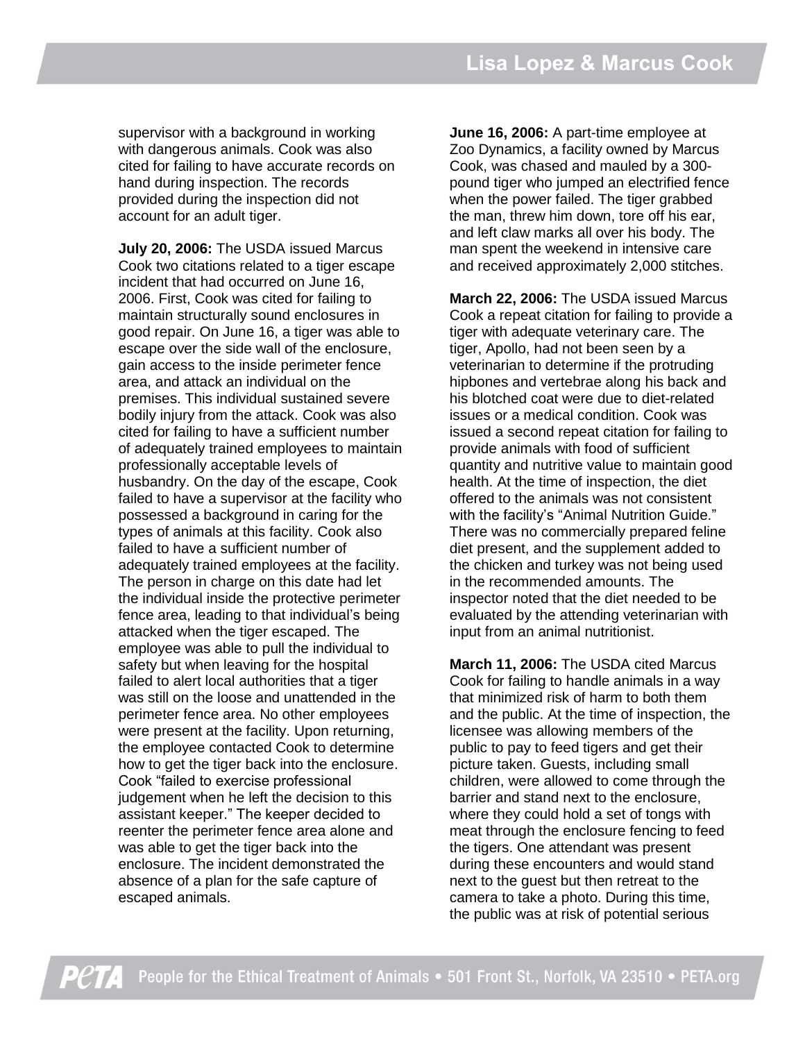supervisor with a background in working with dangerous animals. Cook was also cited for failing to have accurate records on hand during inspection. The records provided during the inspection did not account for an adult tiger.

**July 20, 2006:** The USDA issued Marcus Cook two citations related to a tiger escape incident that had occurred on June 16, 2006. First, Cook was cited for failing to maintain structurally sound enclosures in good repair. On June 16, a tiger was able to escape over the side wall of the enclosure, gain access to the inside perimeter fence area, and attack an individual on the premises. This individual sustained severe bodily injury from the attack. Cook was also cited for failing to have a sufficient number of adequately trained employees to maintain professionally acceptable levels of husbandry. On the day of the escape, Cook failed to have a supervisor at the facility who possessed a background in caring for the types of animals at this facility. Cook also failed to have a sufficient number of adequately trained employees at the facility. The person in charge on this date had let the individual inside the protective perimeter fence area, leading to that individual's being attacked when the tiger escaped. The employee was able to pull the individual to safety but when leaving for the hospital failed to alert local authorities that a tiger was still on the loose and unattended in the perimeter fence area. No other employees were present at the facility. Upon returning, the employee contacted Cook to determine how to get the tiger back into the enclosure. Cook "failed to exercise professional judgement when he left the decision to this assistant keeper." The keeper decided to reenter the perimeter fence area alone and was able to get the tiger back into the enclosure. The incident demonstrated the absence of a plan for the safe capture of escaped animals.

**June 16, 2006:** A part-time employee at Zoo Dynamics, a facility owned by Marcus Cook, was chased and mauled by a 300-pound tiger who jumped an electrified fence when the power failed. The tiger grabbed the man, threw him down, tore off his ear, and left claw marks all over his body. The man spent the weekend in intensive care and received approximately 2,000 stitches.

**March 22, 2006:** The USDA issued Marcus Cook a repeat citation for failing to provide a tiger with adequate veterinary care. The tiger, Apollo, had not been seen by a veterinarian to determine if the protruding hipbones and vertebrae along his back and his blotched coat were due to diet-related issues or a medical condition. Cook was issued a second repeat citation for failing to provide animals with food of sufficient quantity and nutritive value to maintain good health. At the time of inspection, the diet offered to the animals was not consistent with the facility's "Animal Nutrition Guide." There was no commercially prepared feline diet present, and the supplement added to the chicken and turkey was not being used in the recommended amounts. The inspector noted that the diet needed to be evaluated by the attending veterinarian with input from an animal nutritionist.

**March 11, 2006:** The USDA cited Marcus Cook for failing to handle animals in a way that minimized risk of harm to both them and the public. At the time of inspection, the licensee was allowing members of the public to pay to feed tigers and get their picture taken. Guests, including small children, were allowed to come through the barrier and stand next to the enclosure, where they could hold a set of tongs with meat through the enclosure fencing to feed the tigers. One attendant was present during these encounters and would stand next to the guest but then retreat to the camera to take a photo. During this time, the public was at risk of potential serious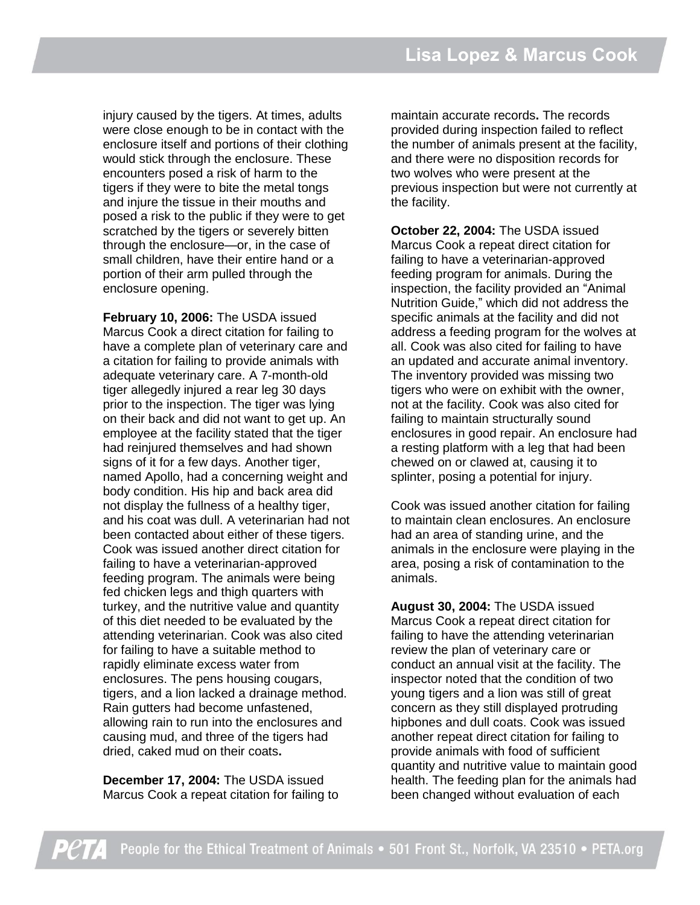injury caused by the tigers. At times, adults were close enough to be in contact with the enclosure itself and portions of their clothing would stick through the enclosure. These encounters posed a risk of harm to the tigers if they were to bite the metal tongs and injure the tissue in their mouths and posed a risk to the public if they were to get scratched by the tigers or severely bitten through the enclosure—or, in the case of small children, have their entire hand or a portion of their arm pulled through the enclosure opening.

**February 10, 2006:** The USDA issued Marcus Cook a direct citation for failing to have a complete plan of veterinary care and a citation for failing to provide animals with adequate veterinary care. A 7-month-old tiger allegedly injured a rear leg 30 days prior to the inspection. The tiger was lying on their back and did not want to get up. An employee at the facility stated that the tiger had reinjured themselves and had shown signs of it for a few days. Another tiger, named Apollo, had a concerning weight and body condition. His hip and back area did not display the fullness of a healthy tiger, and his coat was dull. A veterinarian had not been contacted about either of these tigers. Cook was issued another direct citation for failing to have a veterinarian-approved feeding program. The animals were being fed chicken legs and thigh quarters with turkey, and the nutritive value and quantity of this diet needed to be evaluated by the attending veterinarian. Cook was also cited for failing to have a suitable method to rapidly eliminate excess water from enclosures. The pens housing cougars, tigers, and a lion lacked a drainage method. Rain gutters had become unfastened, allowing rain to run into the enclosures and causing mud, and three of the tigers had dried, caked mud on their coats**.**

**December 17, 2004:** The USDA issued Marcus Cook a repeat citation for failing to maintain accurate records**.** The records provided during inspection failed to reflect the number of animals present at the facility, and there were no disposition records for two wolves who were present at the previous inspection but were not currently at the facility.

**October 22, 2004:** The USDA issued Marcus Cook a repeat direct citation for failing to have a veterinarian-approved feeding program for animals. During the inspection, the facility provided an "Animal Nutrition Guide," which did not address the specific animals at the facility and did not address a feeding program for the wolves at all. Cook was also cited for failing to have an updated and accurate animal inventory. The inventory provided was missing two tigers who were on exhibit with the owner, not at the facility. Cook was also cited for failing to maintain structurally sound enclosures in good repair. An enclosure had a resting platform with a leg that had been chewed on or clawed at, causing it to splinter, posing a potential for injury.

Cook was issued another citation for failing to maintain clean enclosures. An enclosure had an area of standing urine, and the animals in the enclosure were playing in the area, posing a risk of contamination to the animals.

**August 30, 2004:** The USDA issued Marcus Cook a repeat direct citation for failing to have the attending veterinarian review the plan of veterinary care or conduct an annual visit at the facility. The inspector noted that the condition of two young tigers and a lion was still of great concern as they still displayed protruding hipbones and dull coats. Cook was issued another repeat direct citation for failing to provide animals with food of sufficient quantity and nutritive value to maintain good health. The feeding plan for the animals had been changed without evaluation of each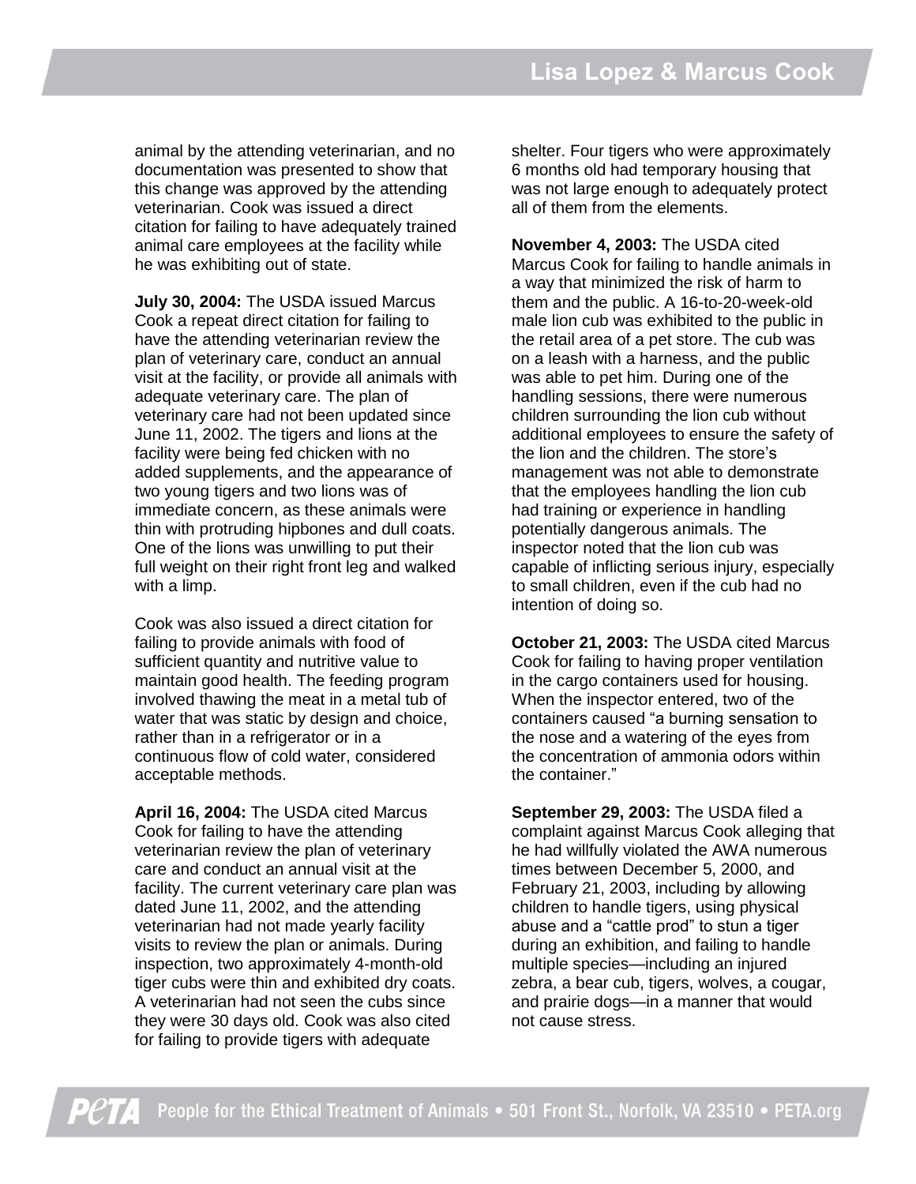animal by the attending veterinarian, and no documentation was presented to show that this change was approved by the attending veterinarian. Cook was issued a direct citation for failing to have adequately trained animal care employees at the facility while he was exhibiting out of state.

**July 30, 2004:** The USDA issued Marcus Cook a repeat direct citation for failing to have the attending veterinarian review the plan of veterinary care, conduct an annual visit at the facility, or provide all animals with adequate veterinary care. The plan of veterinary care had not been updated since June 11, 2002. The tigers and lions at the facility were being fed chicken with no added supplements, and the appearance of two young tigers and two lions was of immediate concern, as these animals were thin with protruding hipbones and dull coats. One of the lions was unwilling to put their full weight on their right front leg and walked with a limp.

Cook was also issued a direct citation for failing to provide animals with food of sufficient quantity and nutritive value to maintain good health. The feeding program involved thawing the meat in a metal tub of water that was static by design and choice, rather than in a refrigerator or in a continuous flow of cold water, considered acceptable methods.

**April 16, 2004:** The USDA cited Marcus Cook for failing to have the attending veterinarian review the plan of veterinary care and conduct an annual visit at the facility. The current veterinary care plan was dated June 11, 2002, and the attending veterinarian had not made yearly facility visits to review the plan or animals. During inspection, two approximately 4-month-old tiger cubs were thin and exhibited dry coats. A veterinarian had not seen the cubs since they were 30 days old. Cook was also cited for failing to provide tigers with adequate shelter. Four tigers who were approximately 6 months old had temporary housing that was not large enough to adequately protect all of them from the elements.

**November 4, 2003:** The USDA cited Marcus Cook for failing to handle animals in a way that minimized the risk of harm to them and the public. A 16-to-20-week-old male lion cub was exhibited to the public in the retail area of a pet store. The cub was on a leash with a harness, and the public was able to pet him. During one of the handling sessions, there were numerous children surrounding the lion cub without additional employees to ensure the safety of the lion and the children. The store's management was not able to demonstrate that the employees handling the lion cub had training or experience in handling potentially dangerous animals. The inspector noted that the lion cub was capable of inflicting serious injury, especially to small children, even if the cub had no intention of doing so.

**October 21, 2003:** The USDA cited Marcus Cook for failing to having proper ventilation in the cargo containers used for housing. When the inspector entered, two of the containers caused "a burning sensation to the nose and a watering of the eyes from the concentration of ammonia odors within the container."

**September 29, 2003:** The USDA filed a complaint against Marcus Cook alleging that he had willfully violated the AWA numerous times between December 5, 2000, and February 21, 2003, including by allowing children to handle tigers, using physical abuse and a "cattle prod" to stun a tiger during an exhibition, and failing to handle multiple species—including an injured zebra, a bear cub, tigers, wolves, a cougar, and prairie dogs—in a manner that would not cause stress.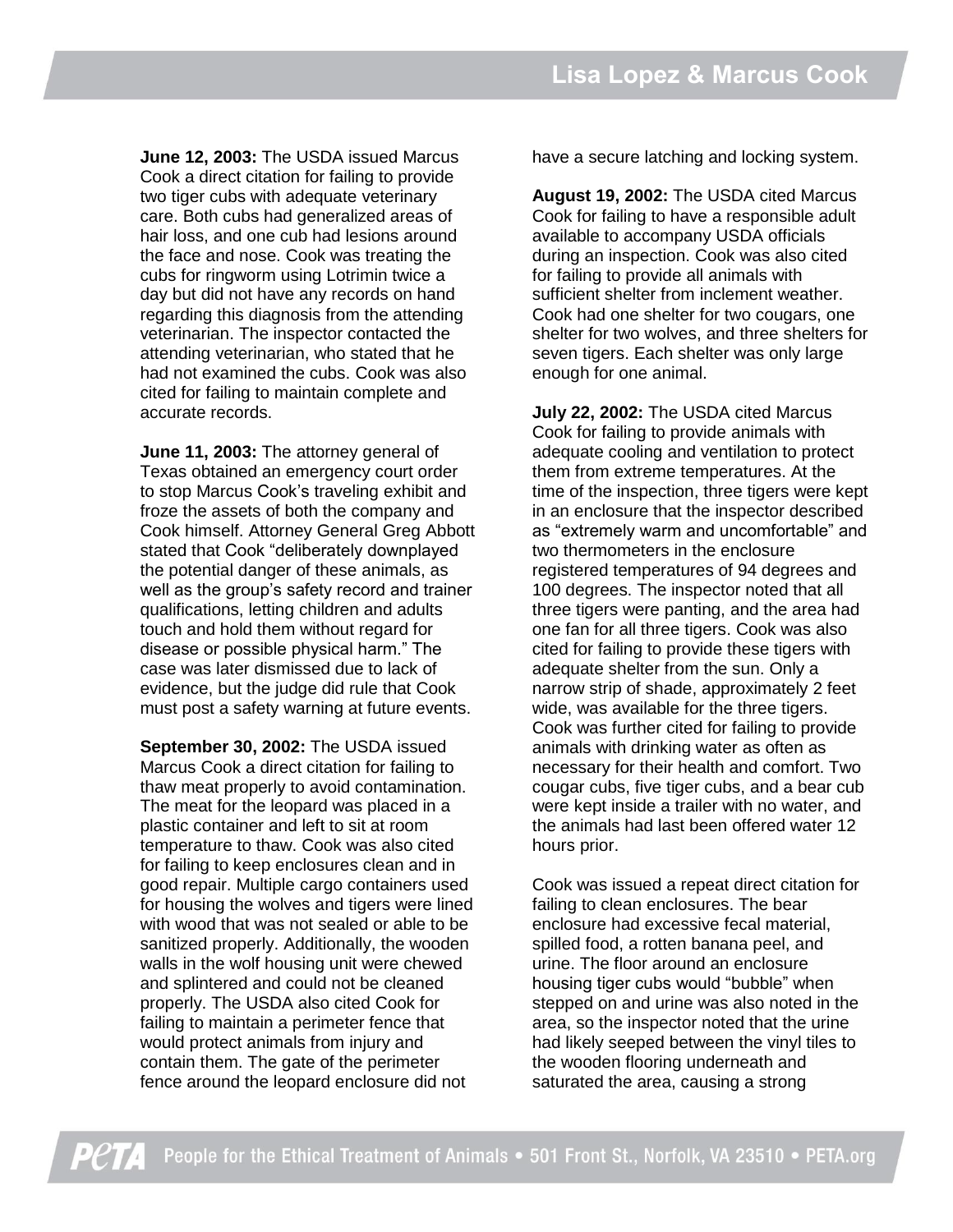**June 12, 2003:** The USDA issued Marcus Cook a direct citation for failing to provide two tiger cubs with adequate veterinary care. Both cubs had generalized areas of hair loss, and one cub had lesions around the face and nose. Cook was treating the cubs for ringworm using Lotrimin twice a day but did not have any records on hand regarding this diagnosis from the attending veterinarian. The inspector contacted the attending veterinarian, who stated that he had not examined the cubs. Cook was also cited for failing to maintain complete and accurate records.

**June 11, 2003:** The attorney general of Texas obtained an emergency court order to stop Marcus Cook's traveling exhibit and froze the assets of both the company and Cook himself. Attorney General Greg Abbott stated that Cook "deliberately downplayed the potential danger of these animals, as well as the group's safety record and trainer qualifications, letting children and adults touch and hold them without regard for disease or possible physical harm." The case was later dismissed due to lack of evidence, but the judge did rule that Cook must post a safety warning at future events.

**September 30, 2002:** The USDA issued Marcus Cook a direct citation for failing to thaw meat properly to avoid contamination. The meat for the leopard was placed in a plastic container and left to sit at room temperature to thaw. Cook was also cited for failing to keep enclosures clean and in good repair. Multiple cargo containers used for housing the wolves and tigers were lined with wood that was not sealed or able to be sanitized properly. Additionally, the wooden walls in the wolf housing unit were chewed and splintered and could not be cleaned properly. The USDA also cited Cook for failing to maintain a perimeter fence that would protect animals from injury and contain them. The gate of the perimeter fence around the leopard enclosure did not have a secure latching and locking system.

**August 19, 2002:** The USDA cited Marcus Cook for failing to have a responsible adult available to accompany USDA officials during an inspection. Cook was also cited for failing to provide all animals with sufficient shelter from inclement weather. Cook had one shelter for two cougars, one shelter for two wolves, and three shelters for seven tigers. Each shelter was only large enough for one animal.

**July 22, 2002:** The USDA cited Marcus Cook for failing to provide animals with adequate cooling and ventilation to protect them from extreme temperatures. At the time of the inspection, three tigers were kept in an enclosure that the inspector described as "extremely warm and uncomfortable" and two thermometers in the enclosure registered temperatures of 94 degrees and 100 degrees. The inspector noted that all three tigers were panting, and the area had one fan for all three tigers. Cook was also cited for failing to provide these tigers with adequate shelter from the sun. Only a narrow strip of shade, approximately 2 feet wide, was available for the three tigers. Cook was further cited for failing to provide animals with drinking water as often as necessary for their health and comfort. Two cougar cubs, five tiger cubs, and a bear cub were kept inside a trailer with no water, and the animals had last been offered water 12 hours prior.

Cook was issued a repeat direct citation for failing to clean enclosures. The bear enclosure had excessive fecal material, spilled food, a rotten banana peel, and urine. The floor around an enclosure housing tiger cubs would "bubble" when stepped on and urine was also noted in the area, so the inspector noted that the urine had likely seeped between the vinyl tiles to the wooden flooring underneath and saturated the area, causing a strong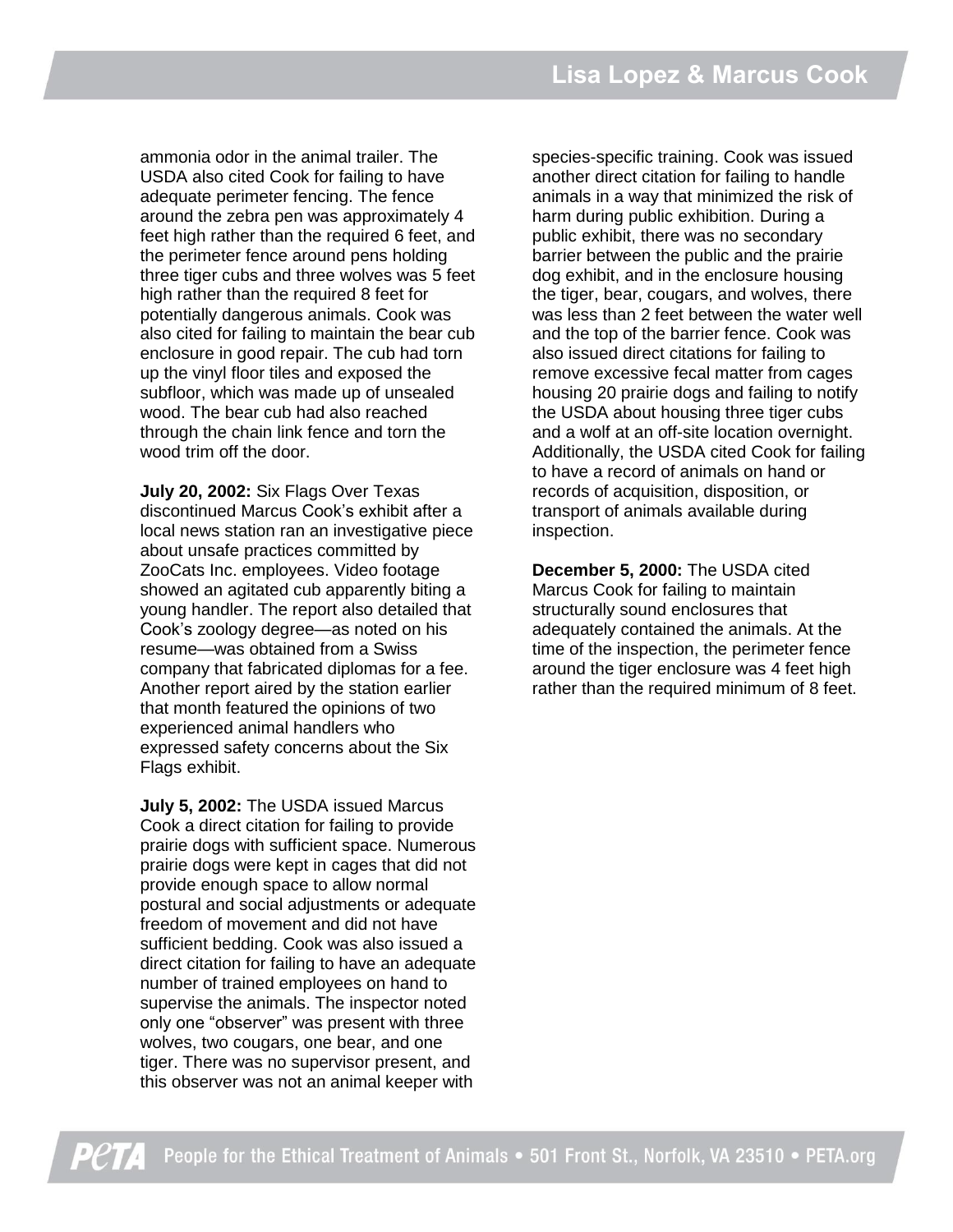ammonia odor in the animal trailer. The USDA also cited Cook for failing to have adequate perimeter fencing. The fence around the zebra pen was approximately 4 feet high rather than the required 6 feet, and the perimeter fence around pens holding three tiger cubs and three wolves was 5 feet high rather than the required 8 feet for potentially dangerous animals. Cook was also cited for failing to maintain the bear cub enclosure in good repair. The cub had torn up the vinyl floor tiles and exposed the subfloor, which was made up of unsealed wood. The bear cub had also reached through the chain link fence and torn the wood trim off the door.

**July 20, 2002:** Six Flags Over Texas discontinued Marcus Cook's exhibit after a local news station ran an investigative piece about unsafe practices committed by ZooCats Inc. employees. Video footage showed an agitated cub apparently biting a young handler. The report also detailed that Cook's zoology degree—as noted on his resume—was obtained from a Swiss company that fabricated diplomas for a fee. Another report aired by the station earlier that month featured the opinions of two experienced animal handlers who expressed safety concerns about the Six Flags exhibit.

**July 5, 2002:** The USDA issued Marcus Cook a direct citation for failing to provide prairie dogs with sufficient space. Numerous prairie dogs were kept in cages that did not provide enough space to allow normal postural and social adjustments or adequate freedom of movement and did not have sufficient bedding. Cook was also issued a direct citation for failing to have an adequate number of trained employees on hand to supervise the animals. The inspector noted only one "observer" was present with three wolves, two cougars, one bear, and one tiger. There was no supervisor present, and this observer was not an animal keeper with species-specific training. Cook was issued another direct citation for failing to handle animals in a way that minimized the risk of harm during public exhibition. During a public exhibit, there was no secondary barrier between the public and the prairie dog exhibit, and in the enclosure housing the tiger, bear, cougars, and wolves, there was less than 2 feet between the water well and the top of the barrier fence. Cook was also issued direct citations for failing to remove excessive fecal matter from cages housing 20 prairie dogs and failing to notify the USDA about housing three tiger cubs and a wolf at an off-site location overnight. Additionally, the USDA cited Cook for failing to have a record of animals on hand or records of acquisition, disposition, or transport of animals available during inspection.

**December 5, 2000:** The USDA cited Marcus Cook for failing to maintain structurally sound enclosures that adequately contained the animals. At the time of the inspection, the perimeter fence around the tiger enclosure was 4 feet high rather than the required minimum of 8 feet.